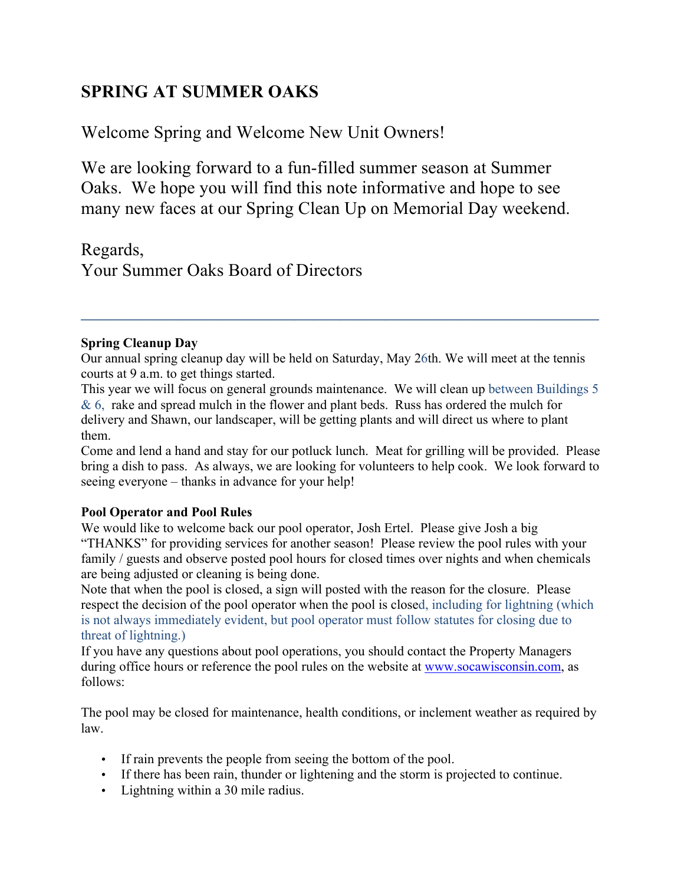# SPRING AT SUMMER OAKS

Welcome Spring and Welcome New Unit Owners!

We are looking forward to a fun-filled summer season at Summer Oaks. We hope you will find this note informative and hope to see many new faces at our Spring Clean Up on Memorial Day weekend.

Regards,
Your Summer Oaks Board of Directors

---

**Spring Cleanup Day**

Our annual spring cleanup day will be held on Saturday, May 26th. We will meet at the tennis courts at 9 a.m. to get things started.

This year we will focus on general grounds maintenance. We will clean up between Buildings 5 & 6, rake and spread mulch in the flower and plant beds. Russ has ordered the mulch for delivery and Shawn, our landscaper, will be getting plants and will direct us where to plant them.

Come and lend a hand and stay for our potluck lunch. Meat for grilling will be provided. Please bring a dish to pass. As always, we are looking for volunteers to help cook. We look forward to seeing everyone – thanks in advance for your help!

**Pool Operator and Pool Rules**

We would like to welcome back our pool operator, Josh Ertel. Please give Josh a big "THANKS" for providing services for another season! Please review the pool rules with your family / guests and observe posted pool hours for closed times over nights and when chemicals are being adjusted or cleaning is being done.

Note that when the pool is closed, a sign will posted with the reason for the closure. Please respect the decision of the pool operator when the pool is closed, including for lightning (which is not always immediately evident, but pool operator must follow statutes for closing due to threat of lightning.)

If you have any questions about pool operations, you should contact the Property Managers during office hours or reference the pool rules on the website at www.socawisconsin.com, as follows:

The pool may be closed for maintenance, health conditions, or inclement weather as required by law.

- If rain prevents the people from seeing the bottom of the pool.
- If there has been rain, thunder or lightening and the storm is projected to continue.
- Lightning within a 30 mile radius.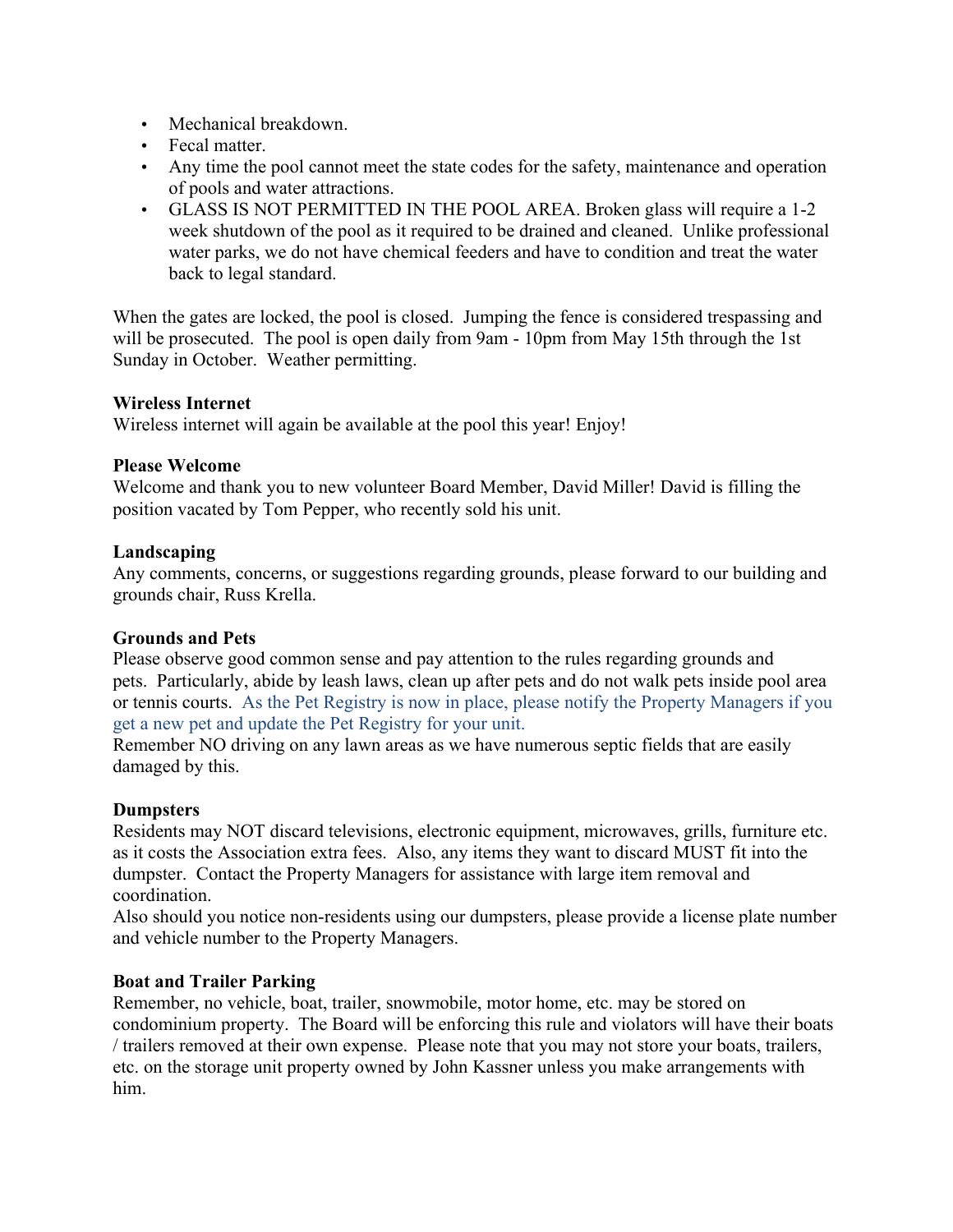- Mechanical breakdown.
- Fecal matter.
- Any time the pool cannot meet the state codes for the safety, maintenance and operation of pools and water attractions.
- GLASS IS NOT PERMITTED IN THE POOL AREA. Broken glass will require a 1-2 week shutdown of the pool as it required to be drained and cleaned. Unlike professional water parks, we do not have chemical feeders and have to condition and treat the water back to legal standard.

When the gates are locked, the pool is closed. Jumping the fence is considered trespassing and will be prosecuted. The pool is open daily from 9am - 10pm from May 15th through the 1st Sunday in October. Weather permitting.

**Wireless Internet**
Wireless internet will again be available at the pool this year! Enjoy!

**Please Welcome**
Welcome and thank you to new volunteer Board Member, David Miller! David is filling the position vacated by Tom Pepper, who recently sold his unit.

**Landscaping**
Any comments, concerns, or suggestions regarding grounds, please forward to our building and grounds chair, Russ Krella.

**Grounds and Pets**
Please observe good common sense and pay attention to the rules regarding grounds and pets. Particularly, abide by leash laws, clean up after pets and do not walk pets inside pool area or tennis courts. As the Pet Registry is now in place, please notify the Property Managers if you get a new pet and update the Pet Registry for your unit.
Remember NO driving on any lawn areas as we have numerous septic fields that are easily damaged by this.

**Dumpsters**
Residents may NOT discard televisions, electronic equipment, microwaves, grills, furniture etc. as it costs the Association extra fees. Also, any items they want to discard MUST fit into the dumpster. Contact the Property Managers for assistance with large item removal and coordination.
Also should you notice non-residents using our dumpsters, please provide a license plate number and vehicle number to the Property Managers.

**Boat and Trailer Parking**
Remember, no vehicle, boat, trailer, snowmobile, motor home, etc. may be stored on condominium property. The Board will be enforcing this rule and violators will have their boats / trailers removed at their own expense. Please note that you may not store your boats, trailers, etc. on the storage unit property owned by John Kassner unless you make arrangements with him.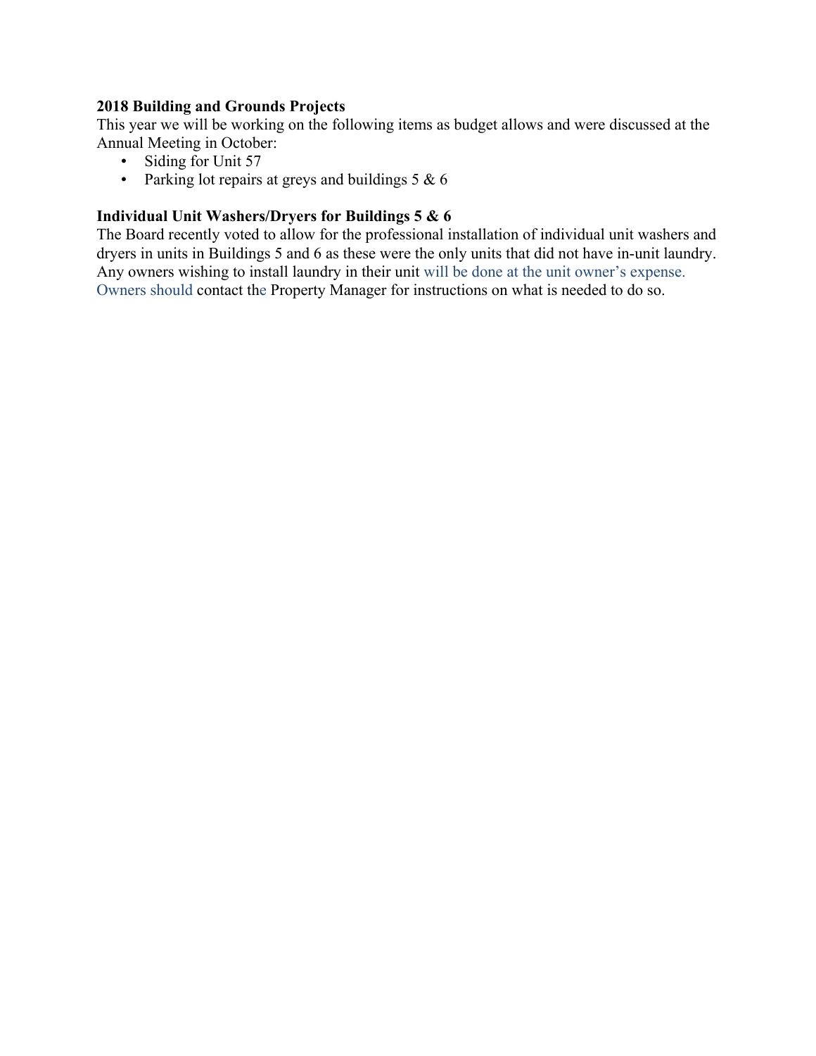**2018 Building and Grounds Projects**

This year we will be working on the following items as budget allows and were discussed at the Annual Meeting in October:

- Siding for Unit 57
- Parking lot repairs at greys and buildings 5 & 6

**Individual Unit Washers/Dryers for Buildings 5 & 6**

The Board recently voted to allow for the professional installation of individual unit washers and dryers in units in Buildings 5 and 6 as these were the only units that did not have in-unit laundry. Any owners wishing to install laundry in their unit will be done at the unit owner's expense. Owners should contact the Property Manager for instructions on what is needed to do so.